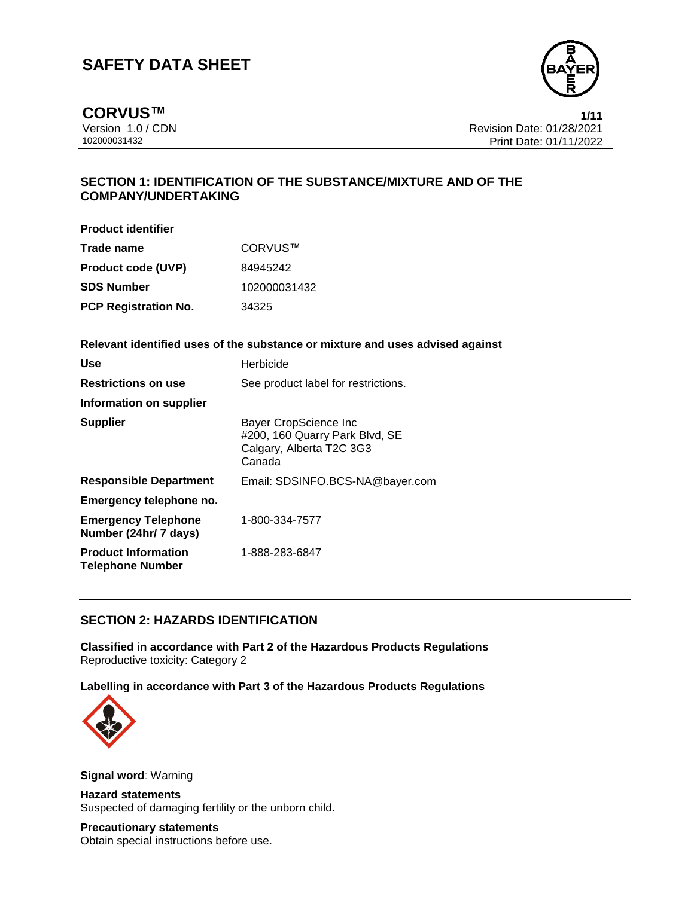# SAFETY DATA SHEET

**CORVUS™**

Version 1.0 / CDN
102000031432

Revision Date: 01/28/2021
Print Date: 01/11/2022

## SECTION 1: IDENTIFICATION OF THE SUBSTANCE/MIXTURE AND OF THE COMPANY/UNDERTAKING

**Product identifier**

| | |
|---|---|
| **Trade name** | CORVUS™ |
| **Product code (UVP)** | 84945242 |
| **SDS Number** | 102000031432 |
| **PCP Registration No.** | 34325 |

**Relevant identified uses of the substance or mixture and uses advised against**

| | |
|---|---|
| **Use** | Herbicide |
| **Restrictions on use** | See product label for restrictions. |
| **Information on supplier** | |
| **Supplier** | Bayer CropScience Inc<br>#200, 160 Quarry Park Blvd, SE<br>Calgary, Alberta T2C 3G3<br>Canada |
| **Responsible Department** | Email: SDSINFO.BCS-NA@bayer.com |
| **Emergency telephone no.** | |
| **Emergency Telephone Number (24hr/ 7 days)** | 1-800-334-7577 |
| **Product Information Telephone Number** | 1-888-283-6847 |

## SECTION 2: HAZARDS IDENTIFICATION

**Classified in accordance with Part 2 of the Hazardous Products Regulations**
Reproductive toxicity: Category 2

**Labelling in accordance with Part 3 of the Hazardous Products Regulations**

**Signal word**: Warning

**Hazard statements**
Suspected of damaging fertility or the unborn child.

**Precautionary statements**
Obtain special instructions before use.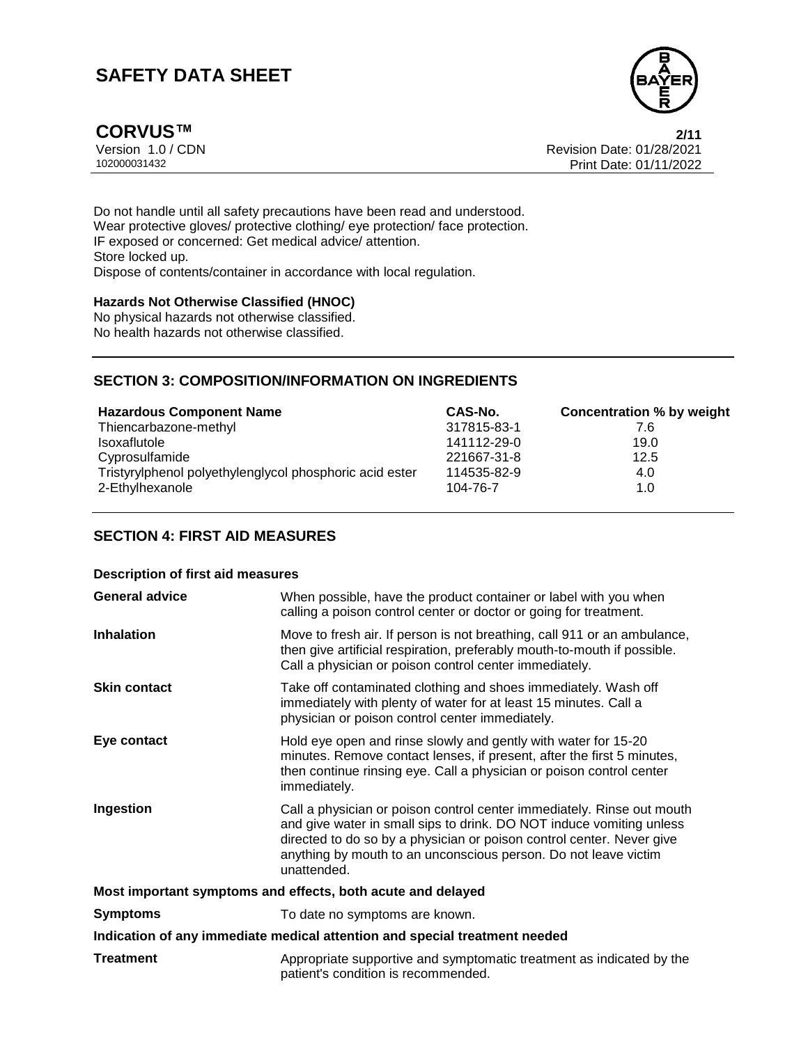Do not handle until all safety precautions have been read and understood.
Wear protective gloves/ protective clothing/ eye protection/ face protection.
IF exposed or concerned: Get medical advice/ attention.
Store locked up.
Dispose of contents/container in accordance with local regulation.

**Hazards Not Otherwise Classified (HNOC)**
No physical hazards not otherwise classified.
No health hazards not otherwise classified.

## SECTION 3: COMPOSITION/INFORMATION ON INGREDIENTS

| Hazardous Component Name | CAS-No. | Concentration % by weight |
|---|---|---|
| Thiencarbazone-methyl | 317815-83-1 | 7.6 |
| Isoxaflutole | 141112-29-0 | 19.0 |
| Cyprosulfamide | 221667-31-8 | 12.5 |
| Tristyrylphenol polyethylenglycol phosphoric acid ester | 114535-82-9 | 4.0 |
| 2-Ethylhexanole | 104-76-7 | 1.0 |

## SECTION 4: FIRST AID MEASURES

**Description of first aid measures**

| | |
|---|---|
| **General advice** | When possible, have the product container or label with you when calling a poison control center or doctor or going for treatment. |
| **Inhalation** | Move to fresh air. If person is not breathing, call 911 or an ambulance, then give artificial respiration, preferably mouth-to-mouth if possible. Call a physician or poison control center immediately. |
| **Skin contact** | Take off contaminated clothing and shoes immediately. Wash off immediately with plenty of water for at least 15 minutes. Call a physician or poison control center immediately. |
| **Eye contact** | Hold eye open and rinse slowly and gently with water for 15-20 minutes. Remove contact lenses, if present, after the first 5 minutes, then continue rinsing eye. Call a physician or poison control center immediately. |
| **Ingestion** | Call a physician or poison control center immediately. Rinse out mouth and give water in small sips to drink. DO NOT induce vomiting unless directed to do so by a physician or poison control center. Never give anything by mouth to an unconscious person. Do not leave victim unattended. |

**Most important symptoms and effects, both acute and delayed**

| | |
|---|---|
| **Symptoms** | To date no symptoms are known. |

**Indication of any immediate medical attention and special treatment needed**

| | |
|---|---|
| **Treatment** | Appropriate supportive and symptomatic treatment as indicated by the patient's condition is recommended. |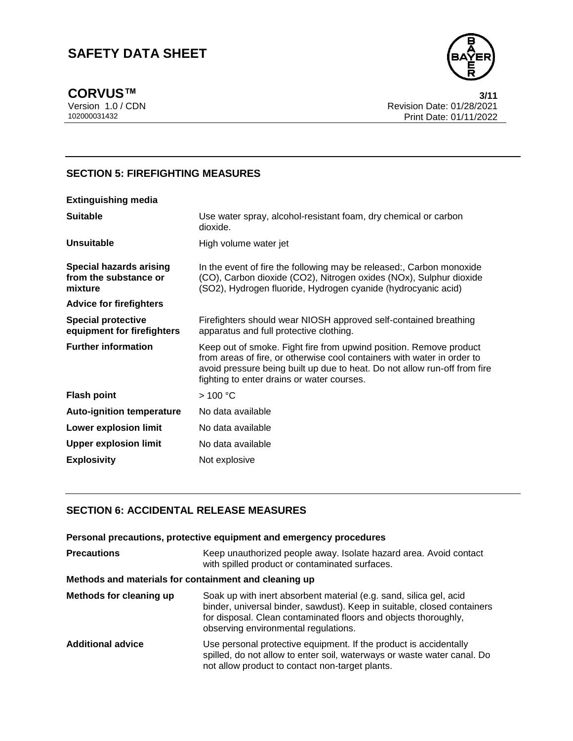## SECTION 5: FIREFIGHTING MEASURES

**Extinguishing media**

| | |
|---|---|
| **Suitable** | Use water spray, alcohol-resistant foam, dry chemical or carbon dioxide. |
| **Unsuitable** | High volume water jet |
| **Special hazards arising from the substance or mixture** | In the event of fire the following may be released:, Carbon monoxide (CO), Carbon dioxide ($CO_2$), Nitrogen oxides ($NO_x$), Sulphur dioxide ($SO_2$), Hydrogen fluoride, Hydrogen cyanide (hydrocyanic acid) |

**Advice for firefighters**

| | |
|---|---|
| **Special protective equipment for firefighters** | Firefighters should wear NIOSH approved self-contained breathing apparatus and full protective clothing. |
| **Further information** | Keep out of smoke. Fight fire from upwind position. Remove product from areas of fire, or otherwise cool containers with water in order to avoid pressure being built up due to heat. Do not allow run-off from fire fighting to enter drains or water courses. |
| **Flash point** | > 100 °C |
| **Auto-ignition temperature** | No data available |
| **Lower explosion limit** | No data available |
| **Upper explosion limit** | No data available |
| **Explosivity** | Not explosive |

## SECTION 6: ACCIDENTAL RELEASE MEASURES

**Personal precautions, protective equipment and emergency procedures**

| | |
|---|---|
| **Precautions** | Keep unauthorized people away. Isolate hazard area. Avoid contact with spilled product or contaminated surfaces. |

**Methods and materials for containment and cleaning up**

| | |
|---|---|
| **Methods for cleaning up** | Soak up with inert absorbent material (e.g. sand, silica gel, acid binder, universal binder, sawdust). Keep in suitable, closed containers for disposal. Clean contaminated floors and objects thoroughly, observing environmental regulations. |
| **Additional advice** | Use personal protective equipment. If the product is accidentally spilled, do not allow to enter soil, waterways or waste water canal. Do not allow product to contact non-target plants. |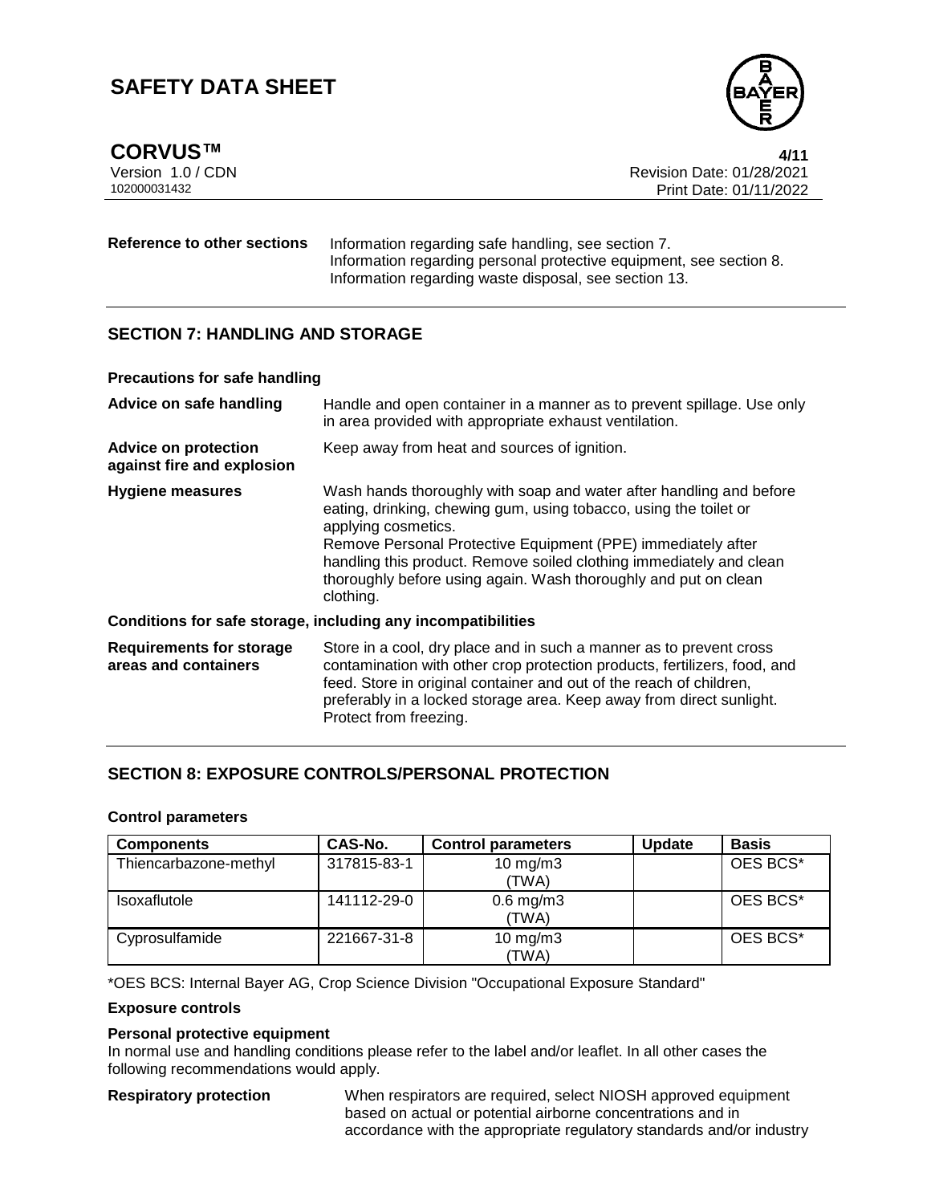**Reference to other sections** Information regarding safe handling, see section 7. Information regarding personal protective equipment, see section 8. Information regarding waste disposal, see section 13.

## SECTION 7: HANDLING AND STORAGE

**Precautions for safe handling**

**Advice on safe handling** Handle and open container in a manner as to prevent spillage. Use only in area provided with appropriate exhaust ventilation.

**Advice on protection against fire and explosion** Keep away from heat and sources of ignition.

**Hygiene measures** Wash hands thoroughly with soap and water after handling and before eating, drinking, chewing gum, using tobacco, using the toilet or applying cosmetics.
Remove Personal Protective Equipment (PPE) immediately after handling this product. Remove soiled clothing immediately and clean thoroughly before using again. Wash thoroughly and put on clean clothing.

**Conditions for safe storage, including any incompatibilities**

**Requirements for storage areas and containers** Store in a cool, dry place and in such a manner as to prevent cross contamination with other crop protection products, fertilizers, food, and feed. Store in original container and out of the reach of children, preferably in a locked storage area. Keep away from direct sunlight. Protect from freezing.

## SECTION 8: EXPOSURE CONTROLS/PERSONAL PROTECTION

**Control parameters**

| Components | CAS-No. | Control parameters | Update | Basis |
|---|---|---|---|---|
| Thiencarbazone-methyl | 317815-83-1 | 10 mg/m3 (TWA) | | OES BCS* |
| Isoxaflutole | 141112-29-0 | 0.6 mg/m3 (TWA) | | OES BCS* |
| Cyprosulfamide | 221667-31-8 | 10 mg/m3 (TWA) | | OES BCS* |

*OES BCS: Internal Bayer AG, Crop Science Division "Occupational Exposure Standard"

**Exposure controls**

**Personal protective equipment**

In normal use and handling conditions please refer to the label and/or leaflet. In all other cases the following recommendations would apply.

**Respiratory protection** When respirators are required, select NIOSH approved equipment based on actual or potential airborne concentrations and in accordance with the appropriate regulatory standards and/or industry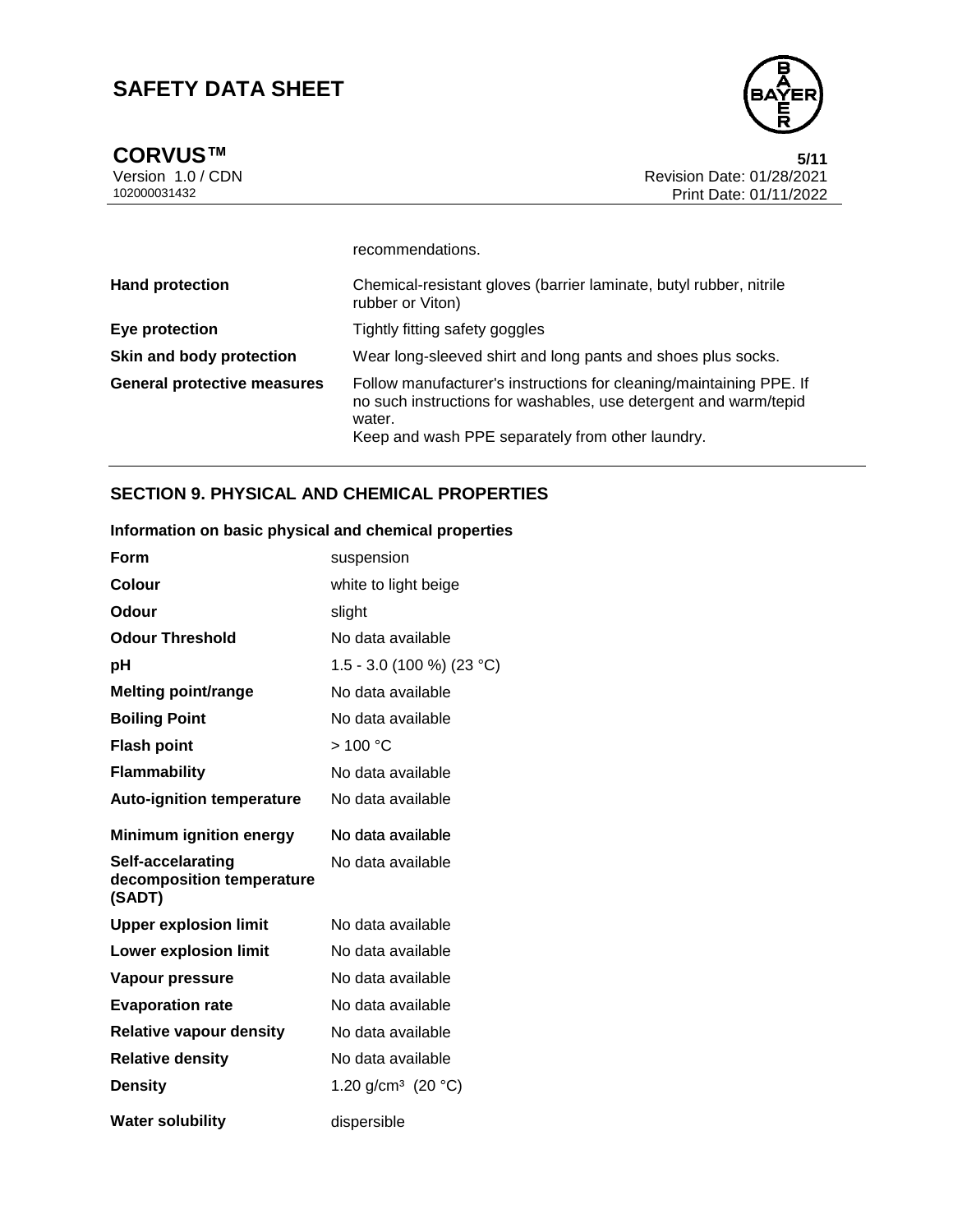recommendations.

| | |
|---|---|
| **Hand protection** | Chemical-resistant gloves (barrier laminate, butyl rubber, nitrile rubber or Viton) |
| **Eye protection** | Tightly fitting safety goggles |
| **Skin and body protection** | Wear long-sleeved shirt and long pants and shoes plus socks. |
| **General protective measures** | Follow manufacturer's instructions for cleaning/maintaining PPE. If no such instructions for washables, use detergent and warm/tepid water.<br>Keep and wash PPE separately from other laundry. |

## SECTION 9. PHYSICAL AND CHEMICAL PROPERTIES

**Information on basic physical and chemical properties**

| | |
|---|---|
| **Form** | suspension |
| **Colour** | white to light beige |
| **Odour** | slight |
| **Odour Threshold** | No data available |
| **pH** | 1.5 - 3.0 (100 %) (23 °C) |
| **Melting point/range** | No data available |
| **Boiling Point** | No data available |
| **Flash point** | > 100 °C |
| **Flammability** | No data available |
| **Auto-ignition temperature** | No data available |
| **Minimum ignition energy** | No data available |
| **Self-accelarating decomposition temperature (SADT)** | No data available |
| **Upper explosion limit** | No data available |
| **Lower explosion limit** | No data available |
| **Vapour pressure** | No data available |
| **Evaporation rate** | No data available |
| **Relative vapour density** | No data available |
| **Relative density** | No data available |
| **Density** | 1.20 g/cm³ (20 °C) |
| **Water solubility** | dispersible |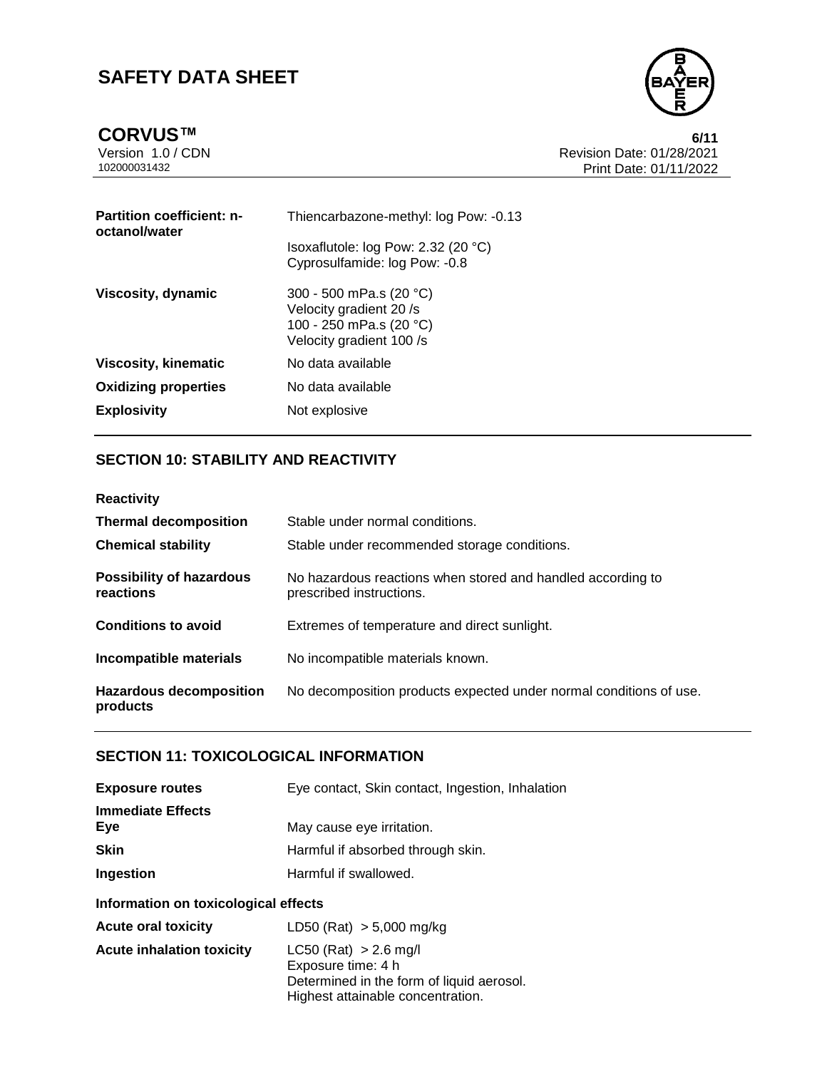| | |
|---|---|
| **Partition coefficient: n-octanol/water** | Thiencarbazone-methyl: log Pow: -0.13<br><br>Isoxaflutole: log Pow: 2.32 (20 °C)<br>Cyprosulfamide: log Pow: -0.8 |
| **Viscosity, dynamic** | 300 - 500 mPa.s (20 °C)<br>Velocity gradient 20 /s<br>100 - 250 mPa.s (20 °C)<br>Velocity gradient 100 /s |
| **Viscosity, kinematic** | No data available |
| **Oxidizing properties** | No data available |
| **Explosivity** | Not explosive |

## SECTION 10: STABILITY AND REACTIVITY

| | |
|---|---|
| **Reactivity** | |
| **Thermal decomposition** | Stable under normal conditions. |
| **Chemical stability** | Stable under recommended storage conditions. |
| **Possibility of hazardous reactions** | No hazardous reactions when stored and handled according to prescribed instructions. |
| **Conditions to avoid** | Extremes of temperature and direct sunlight. |
| **Incompatible materials** | No incompatible materials known. |
| **Hazardous decomposition products** | No decomposition products expected under normal conditions of use. |

## SECTION 11: TOXICOLOGICAL INFORMATION

| | |
|---|---|
| **Exposure routes** | Eye contact, Skin contact, Ingestion, Inhalation |
| **Immediate Effects** | |
| **Eye** | May cause eye irritation. |
| **Skin** | Harmful if absorbed through skin. |
| **Ingestion** | Harmful if swallowed. |

**Information on toxicological effects**

| | |
|---|---|
| **Acute oral toxicity** | LD50 (Rat) > 5,000 mg/kg |
| **Acute inhalation toxicity** | LC50 (Rat) > 2.6 mg/l<br>Exposure time: 4 h<br>Determined in the form of liquid aerosol.<br>Highest attainable concentration. |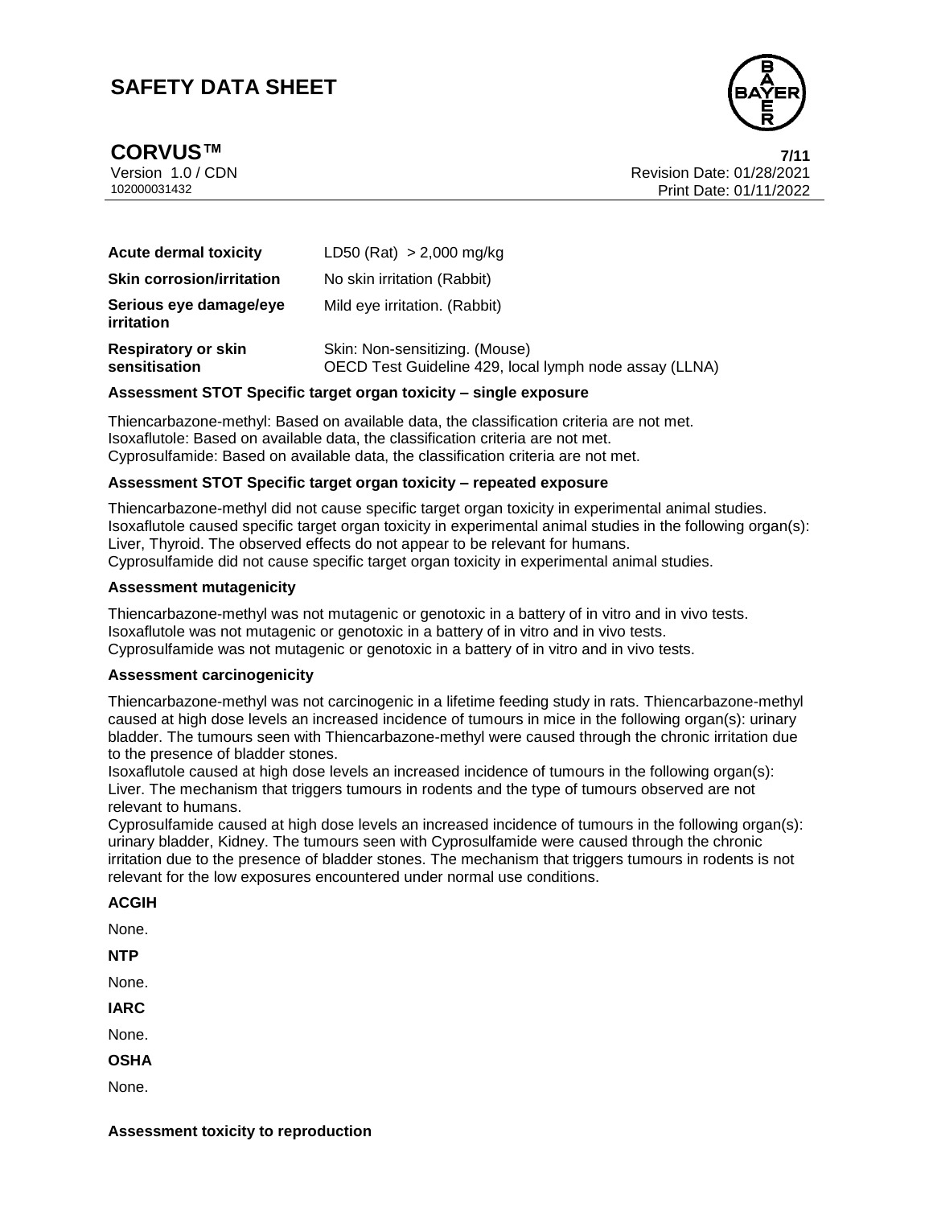| | |
|---|---|
| **Acute dermal toxicity** | LD50 (Rat) > 2,000 mg/kg |
| **Skin corrosion/irritation** | No skin irritation (Rabbit) |
| **Serious eye damage/eye irritation** | Mild eye irritation. (Rabbit) |
| **Respiratory or skin sensitisation** | Skin: Non-sensitizing. (Mouse)<br>OECD Test Guideline 429, local lymph node assay (LLNA) |

**Assessment STOT Specific target organ toxicity – single exposure**

Thiencarbazone-methyl: Based on available data, the classification criteria are not met.
Isoxaflutole: Based on available data, the classification criteria are not met.
Cyprosulfamide: Based on available data, the classification criteria are not met.

**Assessment STOT Specific target organ toxicity – repeated exposure**

Thiencarbazone-methyl did not cause specific target organ toxicity in experimental animal studies.
Isoxaflutole caused specific target organ toxicity in experimental animal studies in the following organ(s): Liver, Thyroid. The observed effects do not appear to be relevant for humans.
Cyprosulfamide did not cause specific target organ toxicity in experimental animal studies.

**Assessment mutagenicity**

Thiencarbazone-methyl was not mutagenic or genotoxic in a battery of in vitro and in vivo tests.
Isoxaflutole was not mutagenic or genotoxic in a battery of in vitro and in vivo tests.
Cyprosulfamide was not mutagenic or genotoxic in a battery of in vitro and in vivo tests.

**Assessment carcinogenicity**

Thiencarbazone-methyl was not carcinogenic in a lifetime feeding study in rats. Thiencarbazone-methyl caused at high dose levels an increased incidence of tumours in mice in the following organ(s): urinary bladder. The tumours seen with Thiencarbazone-methyl were caused through the chronic irritation due to the presence of bladder stones.
Isoxaflutole caused at high dose levels an increased incidence of tumours in the following organ(s): Liver. The mechanism that triggers tumours in rodents and the type of tumours observed are not relevant to humans.
Cyprosulfamide caused at high dose levels an increased incidence of tumours in the following organ(s): urinary bladder, Kidney. The tumours seen with Cyprosulfamide were caused through the chronic irritation due to the presence of bladder stones. The mechanism that triggers tumours in rodents is not relevant for the low exposures encountered under normal use conditions.

**ACGIH**

None.

**NTP**

None.

**IARC**

None.

**OSHA**

None.

**Assessment toxicity to reproduction**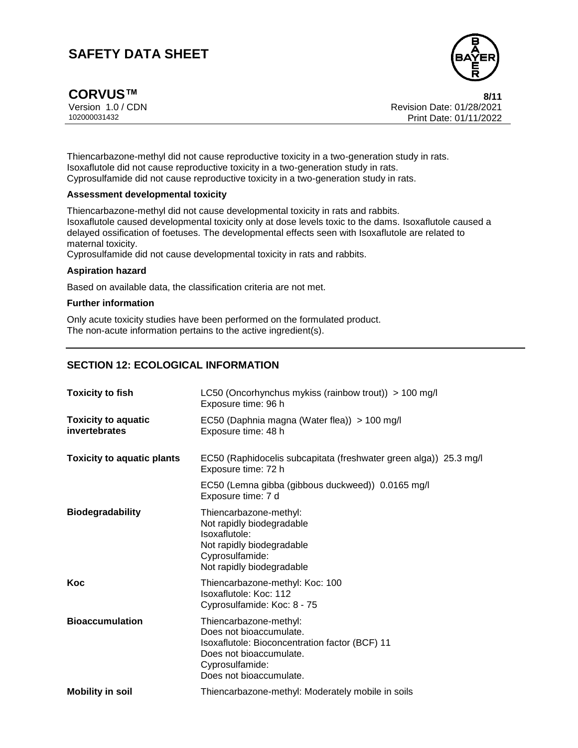Thiencarbazone-methyl did not cause reproductive toxicity in a two-generation study in rats.
Isoxaflutole did not cause reproductive toxicity in a two-generation study in rats.
Cyprosulfamide did not cause reproductive toxicity in a two-generation study in rats.

**Assessment developmental toxicity**

Thiencarbazone-methyl did not cause developmental toxicity in rats and rabbits.
Isoxaflutole caused developmental toxicity only at dose levels toxic to the dams. Isoxaflutole caused a delayed ossification of foetuses. The developmental effects seen with Isoxaflutole are related to maternal toxicity.
Cyprosulfamide did not cause developmental toxicity in rats and rabbits.

**Aspiration hazard**

Based on available data, the classification criteria are not met.

**Further information**

Only acute toxicity studies have been performed on the formulated product.
The non-acute information pertains to the active ingredient(s).

## SECTION 12: ECOLOGICAL INFORMATION

| | |
|---|---|
| **Toxicity to fish** | LC50 (Oncorhynchus mykiss (rainbow trout)) > 100 mg/l<br>Exposure time: 96 h |
| **Toxicity to aquatic invertebrates** | EC50 (Daphnia magna (Water flea)) > 100 mg/l<br>Exposure time: 48 h |
| **Toxicity to aquatic plants** | EC50 (Raphidocelis subcapitata (freshwater green alga)) 25.3 mg/l<br>Exposure time: 72 h |
| | EC50 (Lemna gibba (gibbous duckweed)) 0.0165 mg/l<br>Exposure time: 7 d |
| **Biodegradability** | Thiencarbazone-methyl:<br>Not rapidly biodegradable<br>Isoxaflutole:<br>Not rapidly biodegradable<br>Cyprosulfamide:<br>Not rapidly biodegradable |
| **Koc** | Thiencarbazone-methyl: Koc: 100<br>Isoxaflutole: Koc: 112<br>Cyprosulfamide: Koc: 8 - 75 |
| **Bioaccumulation** | Thiencarbazone-methyl:<br>Does not bioaccumulate.<br>Isoxaflutole: Bioconcentration factor (BCF) 11<br>Does not bioaccumulate.<br>Cyprosulfamide:<br>Does not bioaccumulate. |
| **Mobility in soil** | Thiencarbazone-methyl: Moderately mobile in soils |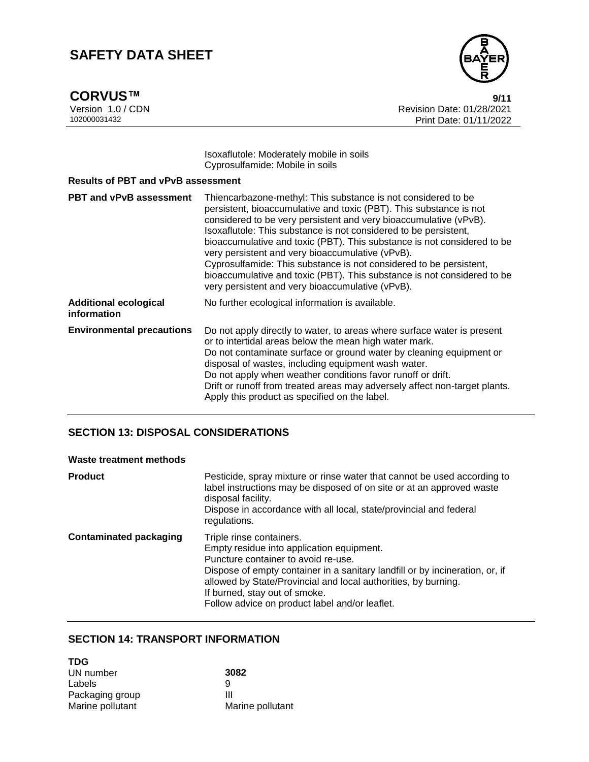Isoxaflutole: Moderately mobile in soils
Cyprosulfamide: Mobile in soils

**Results of PBT and vPvB assessment**

| | |
|---|---|
| **PBT and vPvB assessment** | Thiencarbazone-methyl: This substance is not considered to be persistent, bioaccumulative and toxic (PBT). This substance is not considered to be very persistent and very bioaccumulative (vPvB). Isoxaflutole: This substance is not considered to be persistent, bioaccumulative and toxic (PBT). This substance is not considered to be very persistent and very bioaccumulative (vPvB). Cyprosulfamide: This substance is not considered to be persistent, bioaccumulative and toxic (PBT). This substance is not considered to be very persistent and very bioaccumulative (vPvB). |
| **Additional ecological information** | No further ecological information is available. |
| **Environmental precautions** | Do not apply directly to water, to areas where surface water is present or to intertidal areas below the mean high water mark. Do not contaminate surface or ground water by cleaning equipment or disposal of wastes, including equipment wash water. Do not apply when weather conditions favor runoff or drift. Drift or runoff from treated areas may adversely affect non-target plants. Apply this product as specified on the label. |

## SECTION 13: DISPOSAL CONSIDERATIONS

**Waste treatment methods**

| | |
|---|---|
| **Product** | Pesticide, spray mixture or rinse water that cannot be used according to label instructions may be disposed of on site or at an approved waste disposal facility. Dispose in accordance with all local, state/provincial and federal regulations. |
| **Contaminated packaging** | Triple rinse containers. Empty residue into application equipment. Puncture container to avoid re-use. Dispose of empty container in a sanitary landfill or by incineration, or, if allowed by State/Provincial and local authorities, by burning. If burned, stay out of smoke. Follow advice on product label and/or leaflet. |

## SECTION 14: TRANSPORT INFORMATION

**TDG**

| | |
|---|---|
| UN number | **3082** |
| Labels | 9 |
| Packaging group | III |
| Marine pollutant | Marine pollutant |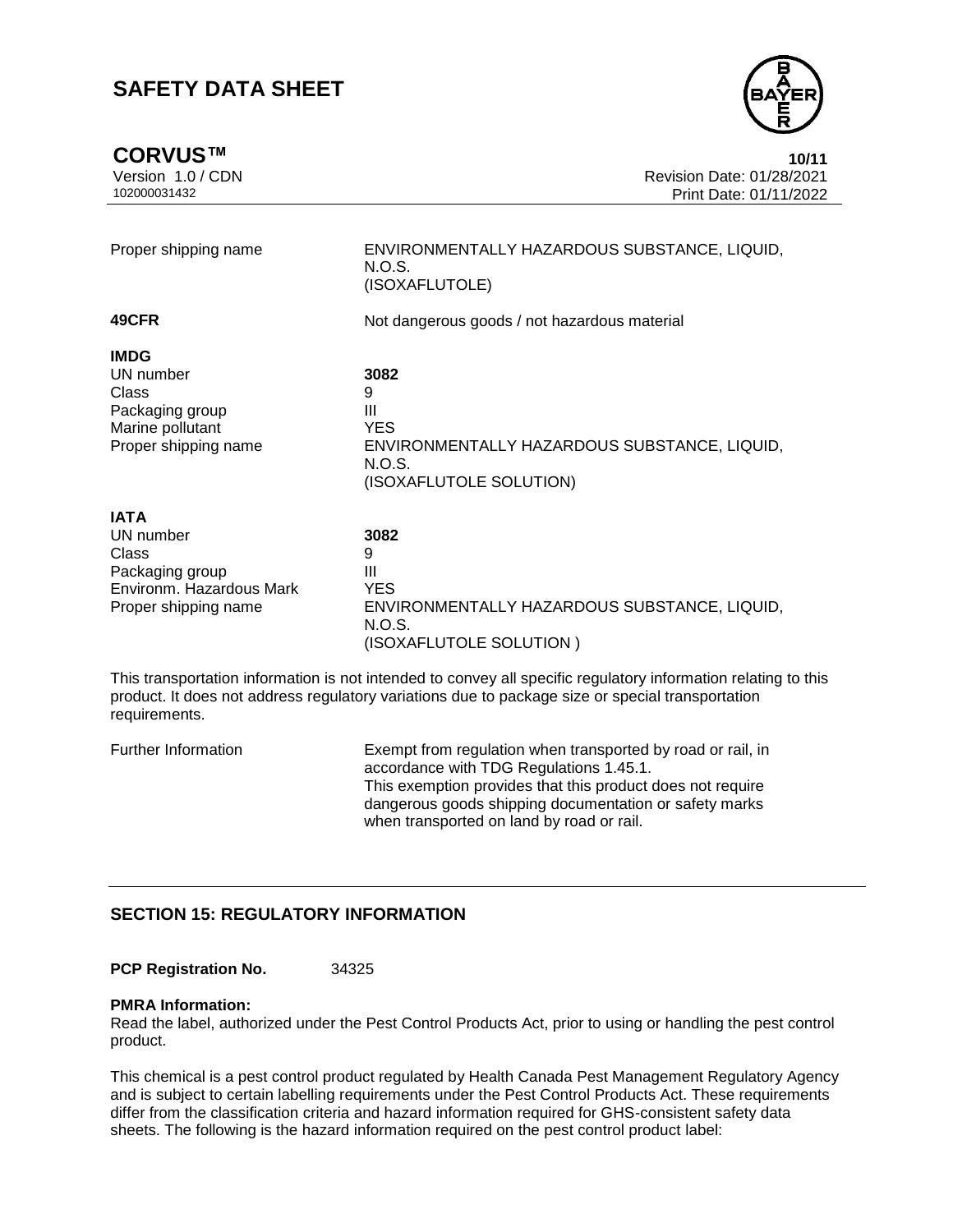| | |
|---|---|
| Proper shipping name | ENVIRONMENTALLY HAZARDOUS SUBSTANCE, LIQUID, N.O.S. (ISOXAFLUTOLE) |

**49CFR** Not dangerous goods / not hazardous material

**IMDG**

| | |
|---|---|
| UN number | **3082** |
| Class | 9 |
| Packaging group | III |
| Marine pollutant | YES |
| Proper shipping name | ENVIRONMENTALLY HAZARDOUS SUBSTANCE, LIQUID, N.O.S. (ISOXAFLUTOLE SOLUTION) |

**IATA**

| | |
|---|---|
| UN number | **3082** |
| Class | 9 |
| Packaging group | III |
| Environm. Hazardous Mark | YES |
| Proper shipping name | ENVIRONMENTALLY HAZARDOUS SUBSTANCE, LIQUID, N.O.S. (ISOXAFLUTOLE SOLUTION ) |

This transportation information is not intended to convey all specific regulatory information relating to this product. It does not address regulatory variations due to package size or special transportation requirements.

| | |
|---|---|
| Further Information | Exempt from regulation when transported by road or rail, in accordance with TDG Regulations 1.45.1. This exemption provides that this product does not require dangerous goods shipping documentation or safety marks when transported on land by road or rail. |

## SECTION 15: REGULATORY INFORMATION

**PCP Registration No.** 34325

**PMRA Information:**
Read the label, authorized under the Pest Control Products Act, prior to using or handling the pest control product.

This chemical is a pest control product regulated by Health Canada Pest Management Regulatory Agency and is subject to certain labelling requirements under the Pest Control Products Act. These requirements differ from the classification criteria and hazard information required for GHS-consistent safety data sheets. The following is the hazard information required on the pest control product label: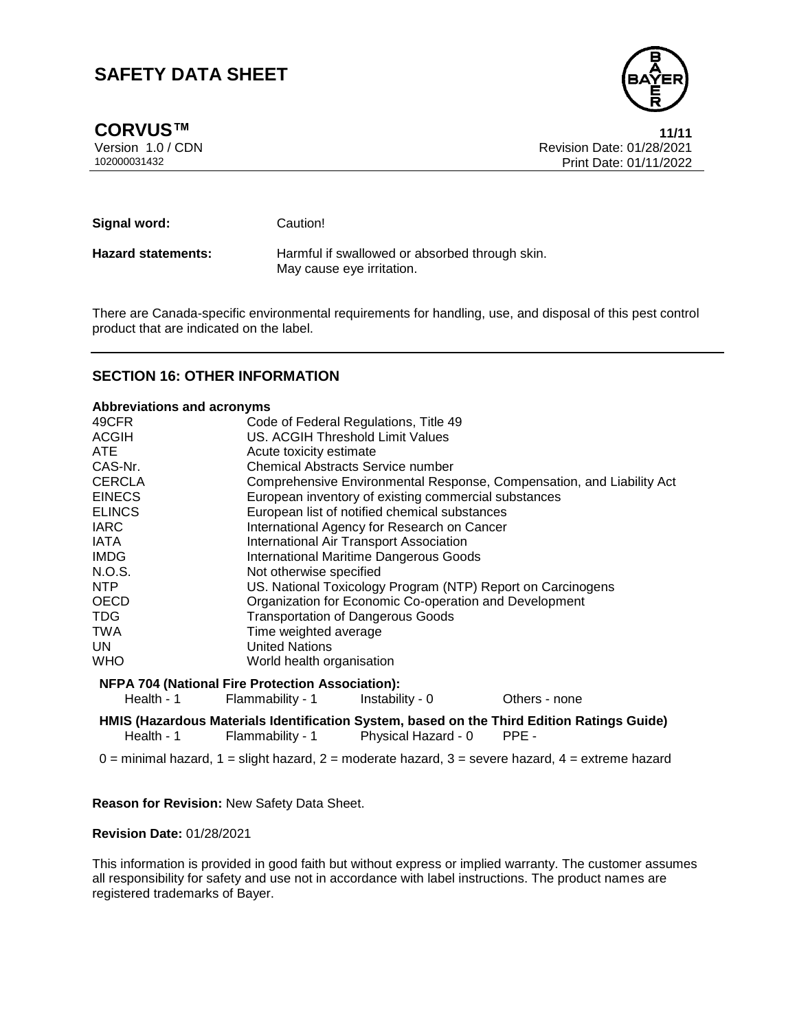**Signal word:** Caution!

**Hazard statements:** Harmful if swallowed or absorbed through skin.
May cause eye irritation.

There are Canada-specific environmental requirements for handling, use, and disposal of this pest control product that are indicated on the label.

## SECTION 16: OTHER INFORMATION

**Abbreviations and acronyms**

| | |
|---|---|
| 49CFR | Code of Federal Regulations, Title 49 |
| ACGIH | US. ACGIH Threshold Limit Values |
| ATE | Acute toxicity estimate |
| CAS-Nr. | Chemical Abstracts Service number |
| CERCLA | Comprehensive Environmental Response, Compensation, and Liability Act |
| EINECS | European inventory of existing commercial substances |
| ELINCS | European list of notified chemical substances |
| IARC | International Agency for Research on Cancer |
| IATA | International Air Transport Association |
| IMDG | International Maritime Dangerous Goods |
| N.O.S. | Not otherwise specified |
| NTP | US. National Toxicology Program (NTP) Report on Carcinogens |
| OECD | Organization for Economic Co-operation and Development |
| TDG | Transportation of Dangerous Goods |
| TWA | Time weighted average |
| UN | United Nations |
| WHO | World health organisation |

**NFPA 704 (National Fire Protection Association):**

| | | | |
|---|---|---|---|
| Health - 1 | Flammability - 1 | Instability - 0 | Others - none |

**HMIS (Hazardous Materials Identification System, based on the Third Edition Ratings Guide)**

| | | | |
|---|---|---|---|
| Health - 1 | Flammability - 1 | Physical Hazard - 0 | PPE - |

0 = minimal hazard, 1 = slight hazard, 2 = moderate hazard, 3 = severe hazard, 4 = extreme hazard

**Reason for Revision:** New Safety Data Sheet.

**Revision Date:** 01/28/2021

This information is provided in good faith but without express or implied warranty. The customer assumes all responsibility for safety and use not in accordance with label instructions. The product names are registered trademarks of Bayer.